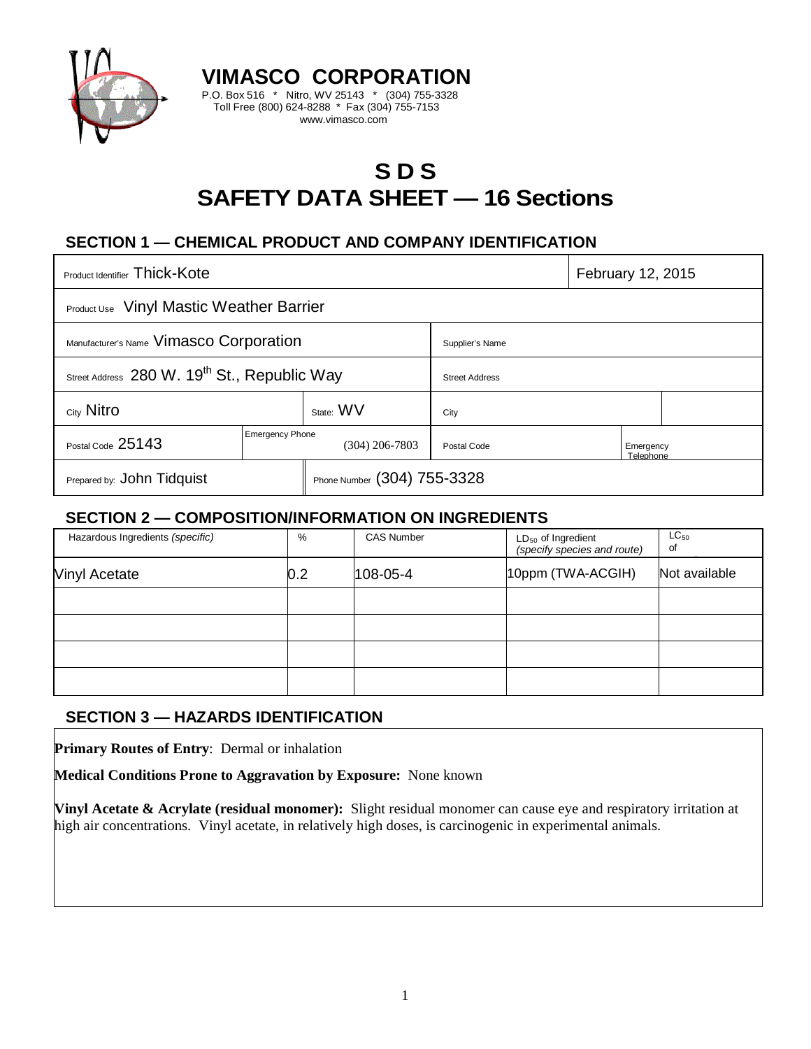# VIMASCO CORPORATION

P.O. Box 516 * Nitro, WV 25143 * (304) 755-3328
Toll Free (800) 624-8288 * Fax (304) 755-7153
www.vimasco.com

# S D S
# SAFETY DATA SHEET — 16 Sections

## SECTION 1 — CHEMICAL PRODUCT AND COMPANY IDENTIFICATION

| Product Identifier Thick-Kote | | | February 12, 2015 | |
|---|---|---|---|---|
| Product Use Vinyl Mastic Weather Barrier | | | | |
| Manufacturer's Name Vimasco Corporation | | | Supplier's Name | |
| Street Address 280 W. 19th St., Republic Way | | | Street Address | |
| City Nitro | State: WV | | City | |
| Postal Code 25143 | Emergency Phone (304) 206-7803 | | Postal Code | Emergency Telephone |
| Prepared by: John Tidquist | Phone Number (304) 755-3328 | | | |

## SECTION 2 — COMPOSITION/INFORMATION ON INGREDIENTS

| Hazardous Ingredients *(specific)* | % | CAS Number | $LD_{50}$ of Ingredient *(specify species and route)* | $LC_{50}$ of |
|---|---|---|---|---|
| Vinyl Acetate | 0.2 | 108-05-4 | 10ppm (TWA-ACGIH) | Not available |
| | | | | |
| | | | | |
| | | | | |
| | | | | |

## SECTION 3 — HAZARDS IDENTIFICATION

**Primary Routes of Entry**: Dermal or inhalation

**Medical Conditions Prone to Aggravation by Exposure:** None known

**Vinyl Acetate & Acrylate (residual monomer):** Slight residual monomer can cause eye and respiratory irritation at high air concentrations. Vinyl acetate, in relatively high doses, is carcinogenic in experimental animals.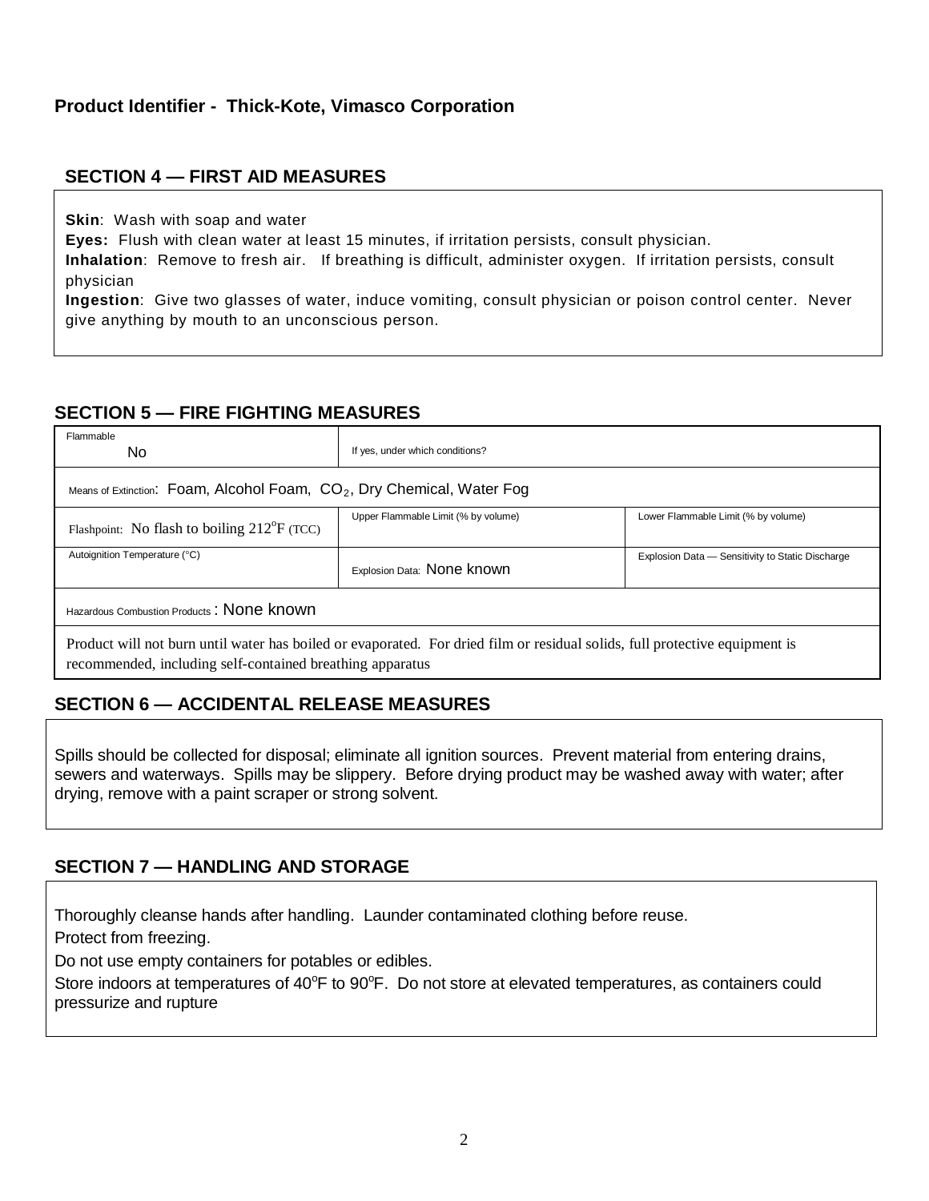**Product Identifier - Thick-Kote, Vimasco Corporation**

## SECTION 4 — FIRST AID MEASURES

**Skin**: Wash with soap and water

**Eyes:** Flush with clean water at least 15 minutes, if irritation persists, consult physician.

**Inhalation**: Remove to fresh air. If breathing is difficult, administer oxygen. If irritation persists, consult physician

**Ingestion**: Give two glasses of water, induce vomiting, consult physician or poison control center. Never give anything by mouth to an unconscious person.

## SECTION 5 — FIRE FIGHTING MEASURES

| Flammable: No | If yes, under which conditions? | |
|---|---|---|
| Means of Extinction: Foam, Alcohol Foam, $CO_2$, Dry Chemical, Water Fog | | |
| Flashpoint: No flash to boiling 212°F (TCC) | Upper Flammable Limit (% by volume) | Lower Flammable Limit (% by volume) |
| Autoignition Temperature (°C) | Explosion Data: None known | Explosion Data — Sensitivity to Static Discharge |
| Hazardous Combustion Products: None known | | |
| Product will not burn until water has boiled or evaporated. For dried film or residual solids, full protective equipment is recommended, including self-contained breathing apparatus | | |

## SECTION 6 — ACCIDENTAL RELEASE MEASURES

Spills should be collected for disposal; eliminate all ignition sources. Prevent material from entering drains, sewers and waterways. Spills may be slippery. Before drying product may be washed away with water; after drying, remove with a paint scraper or strong solvent.

## SECTION 7 — HANDLING AND STORAGE

Thoroughly cleanse hands after handling. Launder contaminated clothing before reuse.

Protect from freezing.

Do not use empty containers for potables or edibles.

Store indoors at temperatures of 40°F to 90°F. Do not store at elevated temperatures, as containers could pressurize and rupture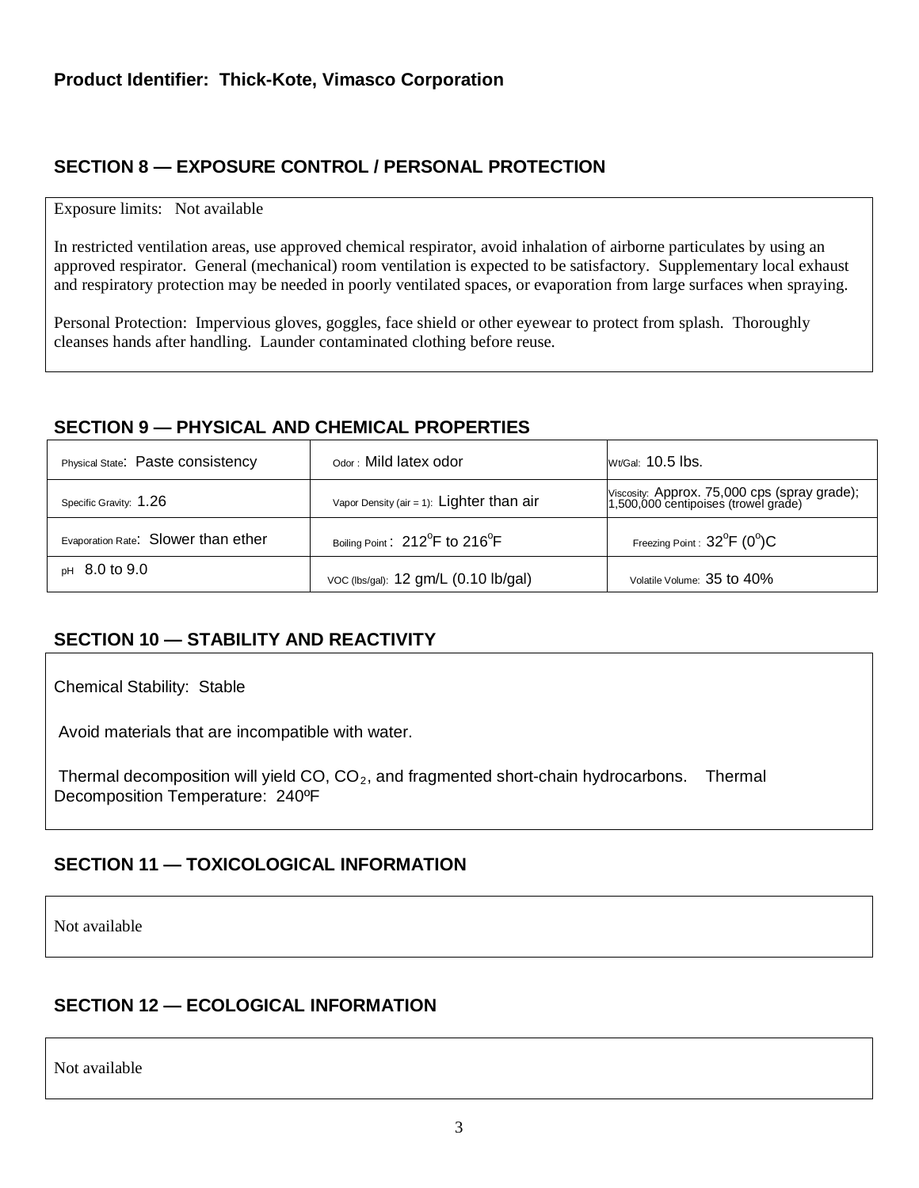**Product Identifier: Thick-Kote, Vimasco Corporation**

## SECTION 8 — EXPOSURE CONTROL / PERSONAL PROTECTION

Exposure limits: Not available

In restricted ventilation areas, use approved chemical respirator, avoid inhalation of airborne particulates by using an approved respirator. General (mechanical) room ventilation is expected to be satisfactory. Supplementary local exhaust and respiratory protection may be needed in poorly ventilated spaces, or evaporation from large surfaces when spraying.

Personal Protection: Impervious gloves, goggles, face shield or other eyewear to protect from splash. Thoroughly cleanses hands after handling. Launder contaminated clothing before reuse.

## SECTION 9 — PHYSICAL AND CHEMICAL PROPERTIES

| | | |
|---|---|---|
| Physical State: Paste consistency | Odor : Mild latex odor | Wt/Gal: 10.5 lbs. |
| Specific Gravity: 1.26 | Vapor Density (air = 1): Lighter than air | Viscosity: Approx. 75,000 cps (spray grade); 1,500,000 centipoises (trowel grade) |
| Evaporation Rate: Slower than ether | Boiling Point : 212°F to 216°F | Freezing Point : 32°F (0°)C |
| pH 8.0 to 9.0 | VOC (lbs/gal): 12 gm/L (0.10 lb/gal) | Volatile Volume: 35 to 40% |

## SECTION 10 — STABILITY AND REACTIVITY

Chemical Stability: Stable

Avoid materials that are incompatible with water.

Thermal decomposition will yield CO, $CO_2$, and fragmented short-chain hydrocarbons. Thermal Decomposition Temperature: 240ºF

## SECTION 11 — TOXICOLOGICAL INFORMATION

Not available

## SECTION 12 — ECOLOGICAL INFORMATION

Not available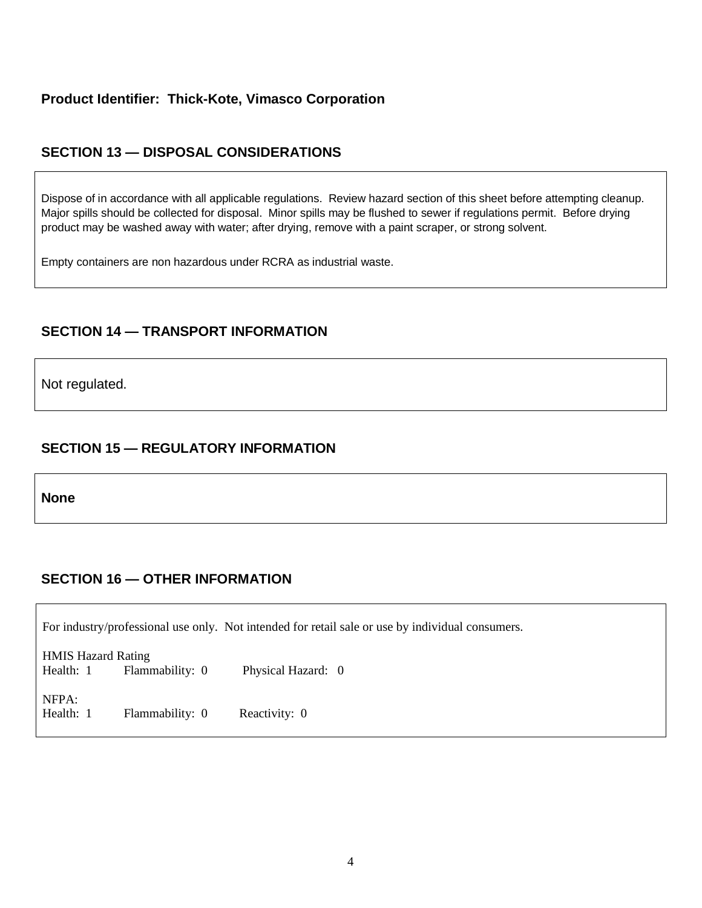**Product Identifier: Thick-Kote, Vimasco Corporation**

## SECTION 13 — DISPOSAL CONSIDERATIONS

Dispose of in accordance with all applicable regulations. Review hazard section of this sheet before attempting cleanup. Major spills should be collected for disposal. Minor spills may be flushed to sewer if regulations permit. Before drying product may be washed away with water; after drying, remove with a paint scraper, or strong solvent.

Empty containers are non hazardous under RCRA as industrial waste.

## SECTION 14 — TRANSPORT INFORMATION

Not regulated.

## SECTION 15 — REGULATORY INFORMATION

**None**

## SECTION 16 — OTHER INFORMATION

For industry/professional use only. Not intended for retail sale or use by individual consumers.

HMIS Hazard Rating
Health: 1 Flammability: 0 Physical Hazard: 0

NFPA:
Health: 1 Flammability: 0 Reactivity: 0